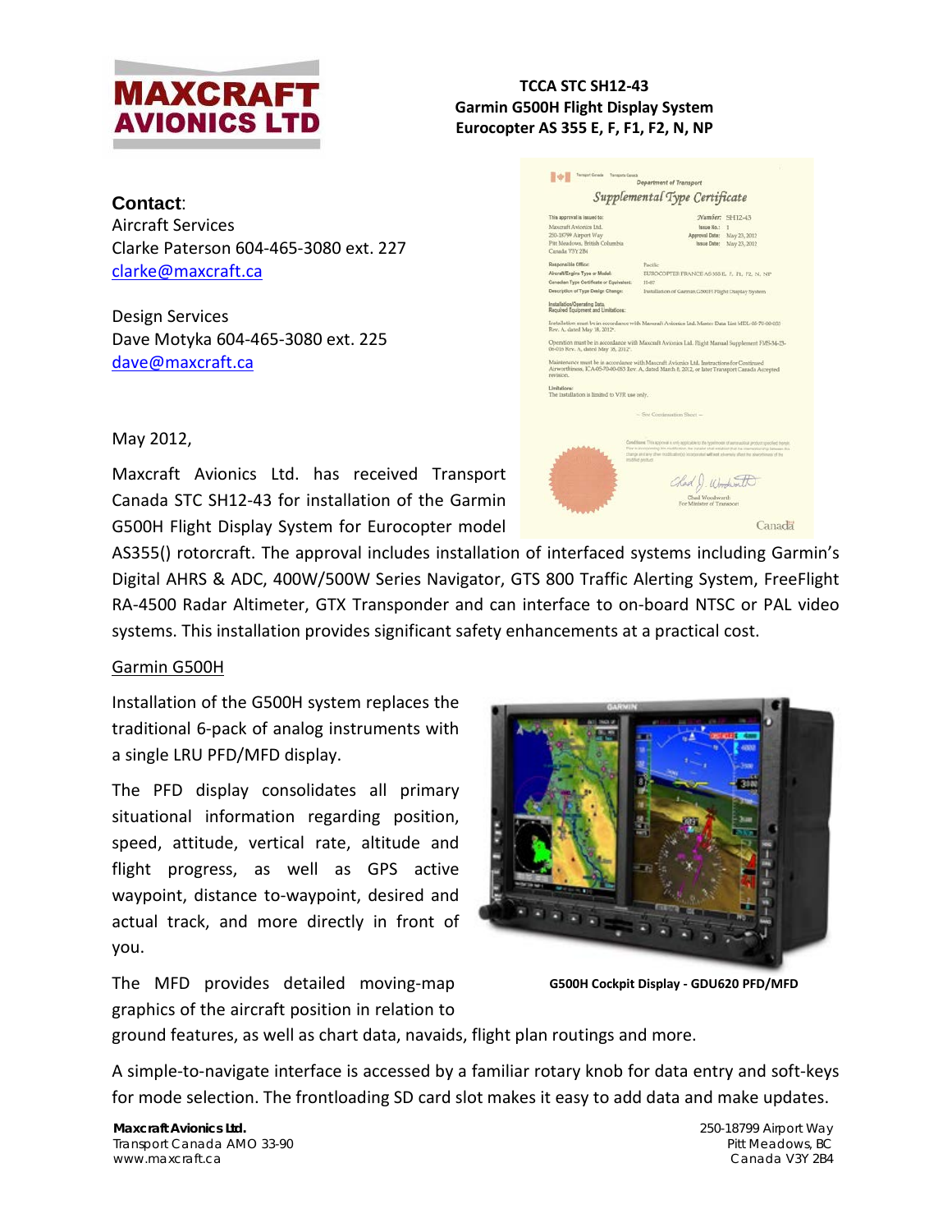**TCCA STC SH12-43**
**Garmin G500H Flight Display System**
**Eurocopter AS 355 E, F, F1, F2, N, NP**

**Contact**:
Aircraft Services
Clarke Paterson 604-465-3080 ext. 227
clarke@maxcraft.ca

Design Services
Dave Motyka 604-465-3080 ext. 225
dave@maxcraft.ca

May 2012,

Maxcraft Avionics Ltd. has received Transport Canada STC SH12-43 for installation of the Garmin G500H Flight Display System for Eurocopter model AS355() rotorcraft. The approval includes installation of interfaced systems including Garmin's Digital AHRS & ADC, 400W/500W Series Navigator, GTS 800 Traffic Alerting System, FreeFlight RA-4500 Radar Altimeter, GTX Transponder and can interface to on-board NTSC or PAL video systems. This installation provides significant safety enhancements at a practical cost.

## Garmin G500H

Installation of the G500H system replaces the traditional 6-pack of analog instruments with a single LRU PFD/MFD display.

The PFD display consolidates all primary situational information regarding position, speed, attitude, vertical rate, altitude and flight progress, as well as GPS active waypoint, distance to-waypoint, desired and actual track, and more directly in front of you.

**G500H Cockpit Display - GDU620 PFD/MFD**

The MFD provides detailed moving-map graphics of the aircraft position in relation to ground features, as well as chart data, navaids, flight plan routings and more.

A simple-to-navigate interface is accessed by a familiar rotary knob for data entry and soft-keys for mode selection. The frontloading SD card slot makes it easy to add data and make updates.

**Maxcraft Avionics Ltd.**
Transport Canada AMO 33-90
www.maxcraft.ca

250-18799 Airport Way
Pitt Meadows, BC
Canada V3Y 2B4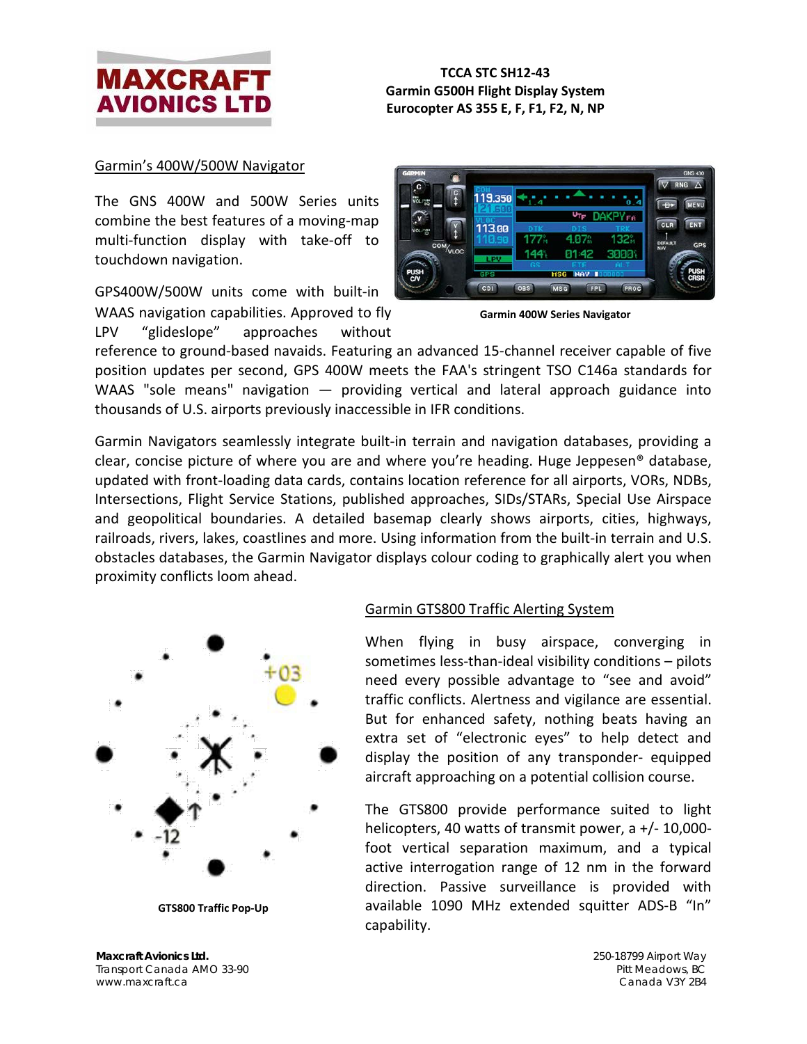## Garmin's 400W/500W Navigator

The GNS 400W and 500W Series units combine the best features of a moving-map multi-function display with take-off to touchdown navigation.

GPS400W/500W units come with built-in WAAS navigation capabilities. Approved to fly LPV "glideslope" approaches without reference to ground-based navaids. Featuring an advanced 15-channel receiver capable of five position updates per second, GPS 400W meets the FAA's stringent TSO C146a standards for WAAS "sole means" navigation — providing vertical and lateral approach guidance into thousands of U.S. airports previously inaccessible in IFR conditions.

Garmin 400W Series Navigator

Garmin Navigators seamlessly integrate built-in terrain and navigation databases, providing a clear, concise picture of where you are and where you're heading. Huge Jeppesen® database, updated with front-loading data cards, contains location reference for all airports, VORs, NDBs, Intersections, Flight Service Stations, published approaches, SIDs/STARs, Special Use Airspace and geopolitical boundaries. A detailed basemap clearly shows airports, cities, highways, railroads, rivers, lakes, coastlines and more. Using information from the built-in terrain and U.S. obstacles databases, the Garmin Navigator displays colour coding to graphically alert you when proximity conflicts loom ahead.

## Garmin GTS800 Traffic Alerting System

When flying in busy airspace, converging in sometimes less-than-ideal visibility conditions – pilots need every possible advantage to "see and avoid" traffic conflicts. Alertness and vigilance are essential. But for enhanced safety, nothing beats having an extra set of "electronic eyes" to help detect and display the position of any transponder- equipped aircraft approaching on a potential collision course.

The GTS800 provide performance suited to light helicopters, 40 watts of transmit power, a +/- 10,000-foot vertical separation maximum, and a typical active interrogation range of 12 nm in the forward direction. Passive surveillance is provided with available 1090 MHz extended squitter ADS-B "In" capability.

GTS800 Traffic Pop-Up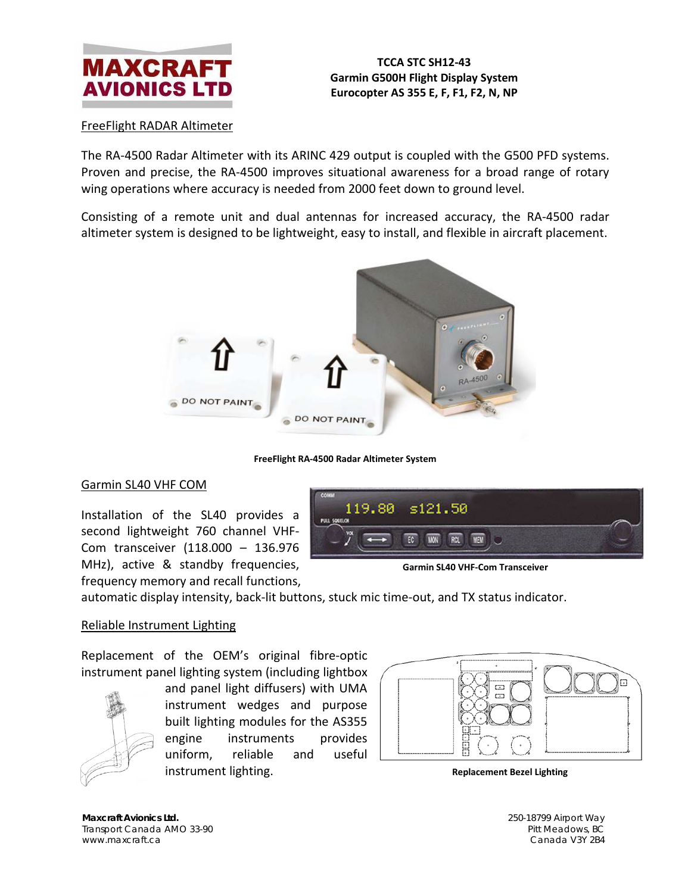**TCCA STC SH12-43**
**Garmin G500H Flight Display System**
**Eurocopter AS 355 E, F, F1, F2, N, NP**

## FreeFlight RADAR Altimeter

The RA-4500 Radar Altimeter with its ARINC 429 output is coupled with the G500 PFD systems. Proven and precise, the RA-4500 improves situational awareness for a broad range of rotary wing operations where accuracy is needed from 2000 feet down to ground level.

Consisting of a remote unit and dual antennas for increased accuracy, the RA-4500 radar altimeter system is designed to be lightweight, easy to install, and flexible in aircraft placement.

**FreeFlight RA-4500 Radar Altimeter System**

## Garmin SL40 VHF COM

Installation of the SL40 provides a second lightweight 760 channel VHF-Com transceiver (118.000 – 136.976 MHz), active & standby frequencies, frequency memory and recall functions, automatic display intensity, back-lit buttons, stuck mic time-out, and TX status indicator.

**Garmin SL40 VHF-Com Transceiver**

## Reliable Instrument Lighting

Replacement of the OEM's original fibre-optic instrument panel lighting system (including lightbox and panel light diffusers) with UMA instrument wedges and purpose built lighting modules for the AS355 engine instruments provides uniform, reliable and useful instrument lighting.

**Replacement Bezel Lighting**

**Maxcraft Avionics Ltd.**
Transport Canada AMO 33-90
www.maxcraft.ca

250-18799 Airport Way
Pitt Meadows, BC
Canada V3Y 2B4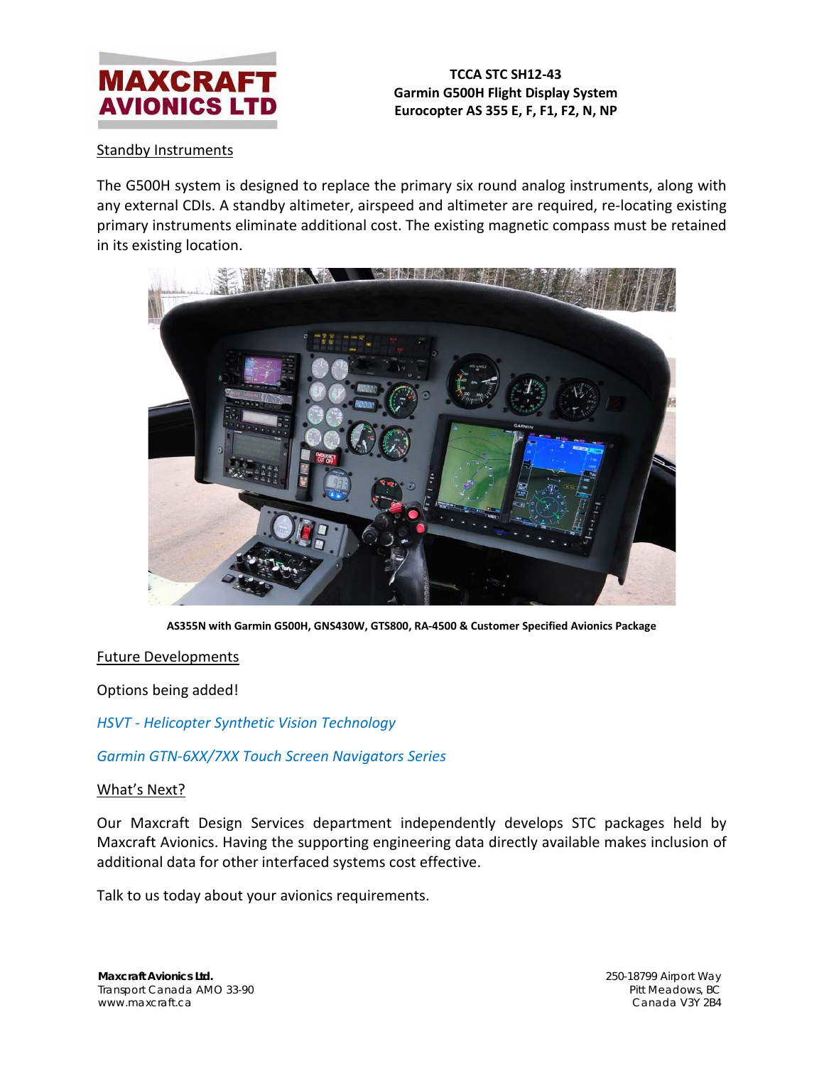Standby Instruments

The G500H system is designed to replace the primary six round analog instruments, along with any external CDIs. A standby altimeter, airspeed and altimeter are required, re-locating existing primary instruments eliminate additional cost. The existing magnetic compass must be retained in its existing location.

**AS355N with Garmin G500H, GNS430W, GTS800, RA-4500 & Customer Specified Avionics Package**

Future Developments

Options being added!

*HSVT - Helicopter Synthetic Vision Technology*

*Garmin GTN-6XX/7XX Touch Screen Navigators Series*

What's Next?

Our Maxcraft Design Services department independently develops STC packages held by Maxcraft Avionics. Having the supporting engineering data directly available makes inclusion of additional data for other interfaced systems cost effective.

Talk to us today about your avionics requirements.